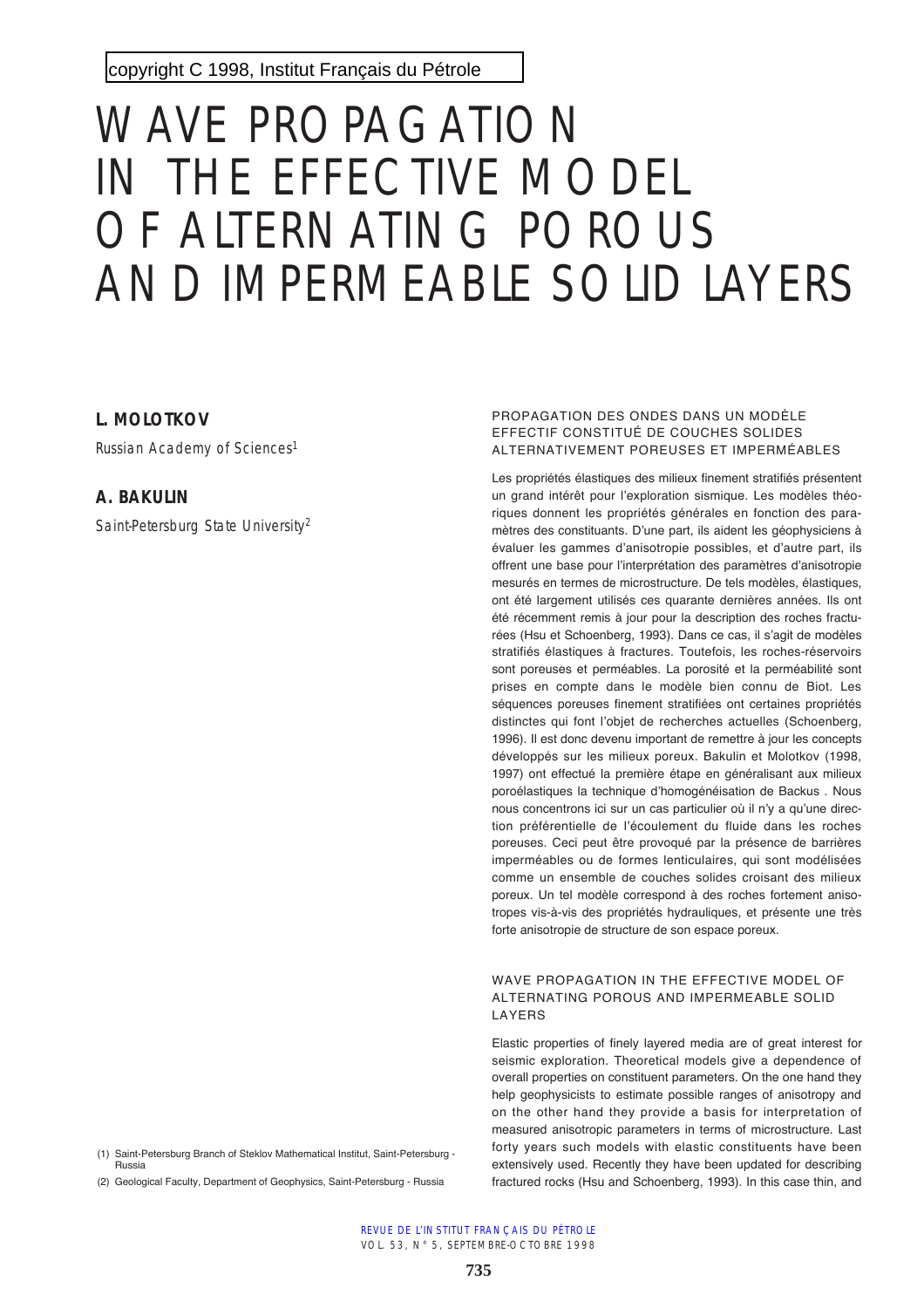copyright C 1998, Institut Français du Pétrole

# WAVE PROPAGATION IN THE EFFECTIVE MODEL OF ALTERNATING POROUS AND IMPERMEABLE SOLID LAYERS

**L. MOLOTKOV**

Russian Academy of Sciences[1]

**A. BAKULIN**

Saint-Petersburg State University[2]

(1) Saint-Petersburg Branch of Steklov Mathematical Institut, Saint-Petersburg - Russia

(2) Geological Faculty, Department of Geophysics, Saint-Petersburg - Russia

## PROPAGATION DES ONDES DANS UN MODÈLE EFFECTIF CONSTITUÉ DE COUCHES SOLIDES ALTERNATIVEMENT POREUSES ET IMPERMÉABLES

Les propriétés élastiques des milieux finement stratifiés présentent un grand intérêt pour l'exploration sismique. Les modèles théoriques donnent les propriétés générales en fonction des paramètres des constituants. D'une part, ils aident les géophysiciens à évaluer les gammes d'anisotropie possibles, et d'autre part, ils offrent une base pour l'interprétation des paramètres d'anisotropie mesurés en termes de microstructure. De tels modèles, élastiques, ont été largement utilisés ces quarante dernières années. Ils ont été récemment remis à jour pour la description des roches fracturées (Hsu et Schoenberg, 1993). Dans ce cas, il s'agit de modèles stratifiés élastiques à fractures. Toutefois, les roches-réservoirs sont poreuses et perméables. La porosité et la perméabilité sont prises en compte dans le modèle bien connu de Biot. Les séquences poreuses finement stratifiées ont certaines propriétés distinctes qui font l'objet de recherches actuelles (Schoenberg, 1996). Il est donc devenu important de remettre à jour les concepts développés sur les milieux poreux. Bakulin et Molotkov (1998, 1997) ont effectué la première étape en généralisant aux milieux poroélastiques la technique d'homogénéisation de Backus . Nous nous concentrons ici sur un cas particulier où il n'y a qu'une direction préférentielle de l'écoulement du fluide dans les roches poreuses. Ceci peut être provoqué par la présence de barrières imperméables ou de formes lenticulaires, qui sont modélisées comme un ensemble de couches solides croisant des milieux poreux. Un tel modèle correspond à des roches fortement anisotropes vis-à-vis des propriétés hydrauliques, et présente une très forte anisotropie de structure de son espace poreux.

## WAVE PROPAGATION IN THE EFFECTIVE MODEL OF ALTERNATING POROUS AND IMPERMEABLE SOLID LAYERS

Elastic properties of finely layered media are of great interest for seismic exploration. Theoretical models give a dependence of overall properties on constituent parameters. On the one hand they help geophysicists to estimate possible ranges of anisotropy and on the other hand they provide a basis for interpretation of measured anisotropic parameters in terms of microstructure. Last forty years such models with elastic constituents have been extensively used. Recently they have been updated for describing fractured rocks (Hsu and Schoenberg, 1993). In this case thin, and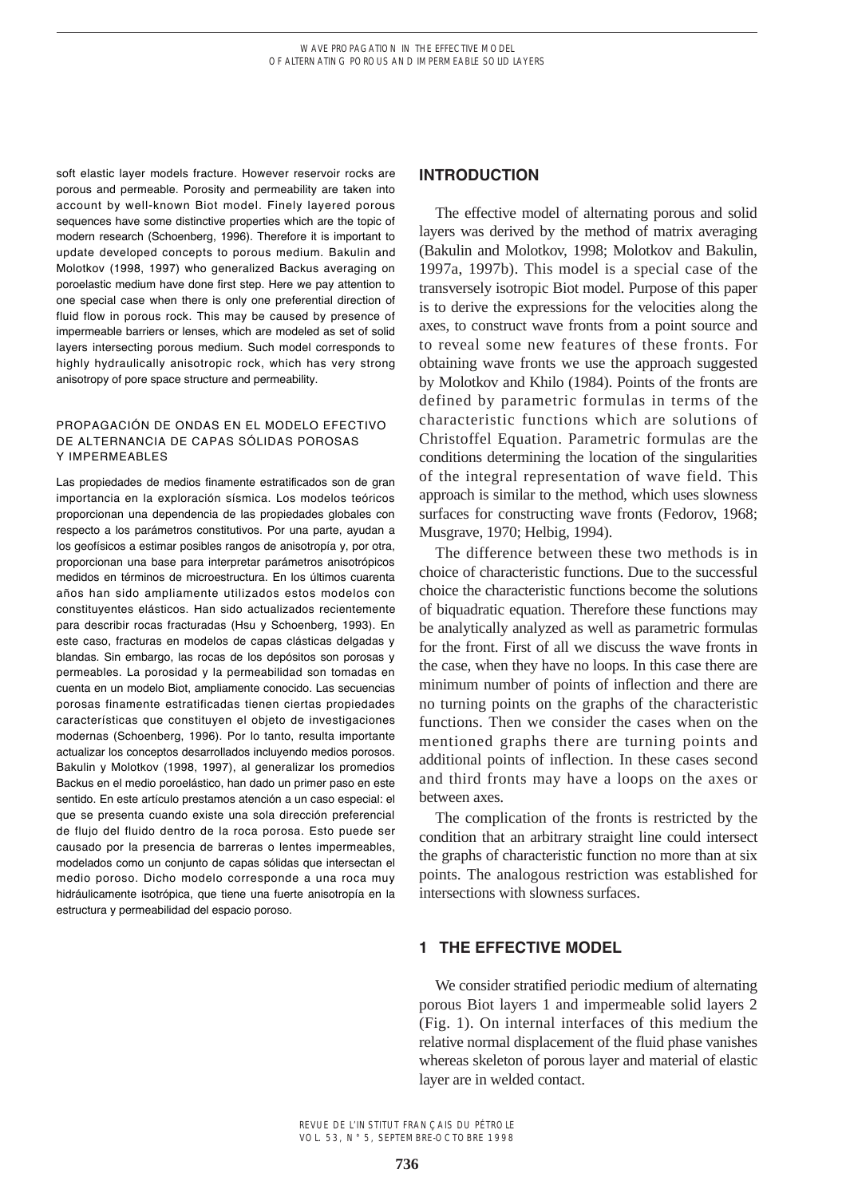soft elastic layer models fracture. However reservoir rocks are porous and permeable. Porosity and permeability are taken into account by well-known Biot model. Finely layered porous sequences have some distinctive properties which are the topic of modern research (Schoenberg, 1996). Therefore it is important to update developed concepts to porous medium. Bakulin and Molotkov (1998, 1997) who generalized Backus averaging on poroelastic medium have done first step. Here we pay attention to one special case when there is only one preferential direction of fluid flow in porous rock. This may be caused by presence of impermeable barriers or lenses, which are modeled as set of solid layers intersecting porous medium. Such model corresponds to highly hydraulically anisotropic rock, which has very strong anisotropy of pore space structure and permeability.

PROPAGACIÓN DE ONDAS EN EL MODELO EFECTIVO DE ALTERNANCIA DE CAPAS SÓLIDAS POROSAS Y IMPERMEABLES

Las propiedades de medios finamente estratificados son de gran importancia en la exploración sísmica. Los modelos teóricos proporcionan una dependencia de las propiedades globales con respecto a los parámetros constitutivos. Por una parte, ayudan a los geofísicos a estimar posibles rangos de anisotropía y, por otra, proporcionan una base para interpretar parámetros anisotrópicos medidos en términos de microestructura. En los últimos cuarenta años han sido ampliamente utilizados estos modelos con constituyentes elásticos. Han sido actualizados recientemente para describir rocas fracturadas (Hsu y Schoenberg, 1993). En este caso, fracturas en modelos de capas clásticas delgadas y blandas. Sin embargo, las rocas de los depósitos son porosas y permeables. La porosidad y la permeabilidad son tomadas en cuenta en un modelo Biot, ampliamente conocido. Las secuencias porosas finamente estratificadas tienen ciertas propiedades características que constituyen el objeto de investigaciones modernas (Schoenberg, 1996). Por lo tanto, resulta importante actualizar los conceptos desarrollados incluyendo medios porosos. Bakulin y Molotkov (1998, 1997), al generalizar los promedios Backus en el medio poroelástico, han dado un primer paso en este sentido. En este artículo prestamos atención a un caso especial: el que se presenta cuando existe una sola dirección preferencial de flujo del fluido dentro de la roca porosa. Esto puede ser causado por la presencia de barreras o lentes impermeables, modelados como un conjunto de capas sólidas que intersectan el medio poroso. Dicho modelo corresponde a una roca muy hidráulicamente isotrópica, que tiene una fuerte anisotropía en la estructura y permeabilidad del espacio poroso.

## INTRODUCTION

The effective model of alternating porous and solid layers was derived by the method of matrix averaging (Bakulin and Molotkov, 1998; Molotkov and Bakulin, 1997a, 1997b). This model is a special case of the transversely isotropic Biot model. Purpose of this paper is to derive the expressions for the velocities along the axes, to construct wave fronts from a point source and to reveal some new features of these fronts. For obtaining wave fronts we use the approach suggested by Molotkov and Khilo (1984). Points of the fronts are defined by parametric formulas in terms of the characteristic functions which are solutions of Christoffel Equation. Parametric formulas are the conditions determining the location of the singularities of the integral representation of wave field. This approach is similar to the method, which uses slowness surfaces for constructing wave fronts (Fedorov, 1968; Musgrave, 1970; Helbig, 1994).

The difference between these two methods is in choice of characteristic functions. Due to the successful choice the characteristic functions become the solutions of biquadratic equation. Therefore these functions may be analytically analyzed as well as parametric formulas for the front. First of all we discuss the wave fronts in the case, when they have no loops. In this case there are minimum number of points of inflection and there are no turning points on the graphs of the characteristic functions. Then we consider the cases when on the mentioned graphs there are turning points and additional points of inflection. In these cases second and third fronts may have a loops on the axes or between axes.

The complication of the fronts is restricted by the condition that an arbitrary straight line could intersect the graphs of characteristic function no more than at six points. The analogous restriction was established for intersections with slowness surfaces.

## 1 THE EFFECTIVE MODEL

We consider stratified periodic medium of alternating porous Biot layers 1 and impermeable solid layers 2 (Fig. 1). On internal interfaces of this medium the relative normal displacement of the fluid phase vanishes whereas skeleton of porous layer and material of elastic layer are in welded contact.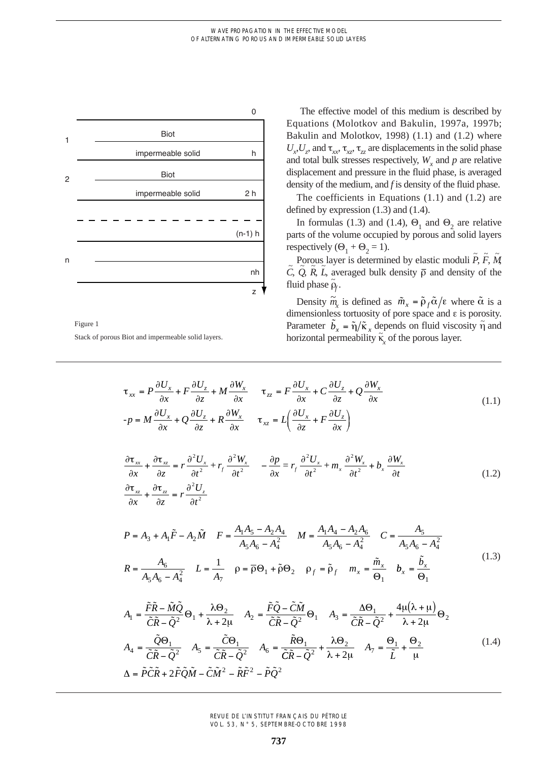Figure 1

Stack of porous Biot and impermeable solid layers.

The effective model of this medium is described by Equations (Molotkov and Bakulin, 1997a, 1997b; Bakulin and Molotkov, 1998) (1.1) and (1.2) where $U_x, U_z$, and $\tau_{xx}, \tau_{xz}, \tau_{zz}$ are displacements in the solid phase and total bulk stresses respectively, $W_x$ and $p$ are relative displacement and pressure in the fluid phase, is averaged density of the medium, and $f$ is density of the fluid phase.

The coefficients in Equations (1.1) and (1.2) are defined by expression (1.3) and (1.4).

In formulas (1.3) and (1.4), $\Theta_1$ and $\Theta_2$ are relative parts of the volume occupied by porous and solid layers respectively ($\Theta_1 + \Theta_2 = 1$).

Porous layer is determined by elastic moduli $\tilde{P}, \tilde{F}, \tilde{M}, \tilde{C}, \tilde{Q}, \tilde{R}, \tilde{L}$, averaged bulk density $\bar{\rho}$ and density of the fluid phase $\tilde{\rho}_f$.

Density $\tilde{m}_x$ is defined as $\tilde{m}_x = \tilde{\rho}_f \tilde{\alpha}/\varepsilon$ where $\tilde{\alpha}$ is a dimensionless tortuosity of pore space and $\varepsilon$ is porosity. Parameter $\tilde{b}_x = \tilde{\eta}/\tilde{\kappa}_x$ depends on fluid viscosity $\tilde{\eta}$ and horizontal permeability $\tilde{\kappa}_x$ of the porous layer.

$$
\begin{aligned}
&\tau_{xx} = P\frac{\partial U_x}{\partial x} + F\frac{\partial U_z}{\partial z} + M\frac{\partial W_x}{\partial x} \qquad \tau_{zz} = F\frac{\partial U_x}{\partial x} + C\frac{\partial U_z}{\partial z} + Q\frac{\partial W_x}{\partial x}\\
&-p = M\frac{\partial U_x}{\partial x} + Q\frac{\partial U_z}{\partial z} + R\frac{\partial W_x}{\partial x} \qquad \tau_{xz} = L\left(\frac{\partial U_x}{\partial z} + F\frac{\partial U_z}{\partial x}\right)
\end{aligned}
\tag{1.1}
$$

$$
\begin{aligned}
&\frac{\partial \tau_{xx}}{\partial x} + \frac{\partial \tau_{xz}}{\partial z} = r\frac{\partial^2 U_x}{\partial t^2} + r_f\frac{\partial^2 W_x}{\partial t^2} \qquad -\frac{\partial p}{\partial x} = r_f\frac{\partial^2 U_x}{\partial t^2} + m_x\frac{\partial^2 W_x}{\partial t^2} + b_x\frac{\partial W_x}{\partial t}\\
&\frac{\partial \tau_{xz}}{\partial x} + \frac{\partial \tau_{zz}}{\partial z} = r\frac{\partial^2 U_z}{\partial t^2}
\end{aligned}
\tag{1.2}
$$

$$
\begin{aligned}
&P = A_3 + A_1\tilde{F} - A_2\tilde{M} \quad F = \frac{A_1A_5 - A_2A_4}{A_5A_6 - A_4^2} \quad M = \frac{A_1A_4 - A_2A_6}{A_5A_6 - A_4^2} \quad C = \frac{A_5}{A_5A_6 - A_4^2}\\
&R = \frac{A_6}{A_5A_6 - A_4^2} \quad L = \frac{1}{A_7} \quad \rho = \bar{\rho}\Theta_1 + \tilde{\rho}\Theta_2 \quad \rho_f = \tilde{\rho}_f \quad m_x = \frac{\tilde{m}_x}{\Theta_1} \quad b_x = \frac{\tilde{b}_x}{\Theta_1}
\end{aligned}
\tag{1.3}
$$

$$
\begin{aligned}
&A_1 = \frac{\tilde{F}\tilde{R} - \tilde{M}\tilde{Q}}{\tilde{C}\tilde{R} - \tilde{Q}^2}\Theta_1 + \frac{\lambda\Theta_2}{\lambda + 2\mu} \quad A_2 = \frac{\tilde{F}\tilde{Q} - \tilde{C}\tilde{M}}{\tilde{C}\tilde{R} - \tilde{Q}^2}\Theta_1 \quad A_3 = \frac{\Delta\Theta_1}{\tilde{C}\tilde{R} - \tilde{Q}^2} + \frac{4\mu(\lambda + \mu)}{\lambda + 2\mu}\Theta_2\\
&A_4 = \frac{\tilde{Q}\Theta_1}{\tilde{C}\tilde{R} - \tilde{Q}^2} \quad A_5 = \frac{\tilde{C}\Theta_1}{\tilde{C}\tilde{R} - \tilde{Q}^2} \quad A_6 = \frac{\tilde{R}\Theta_1}{\tilde{C}\tilde{R} - \tilde{Q}^2} + \frac{\lambda\Theta_2}{\lambda + 2\mu} \quad A_7 = \frac{\Theta_1}{\tilde{L}} + \frac{\Theta_2}{\mu}\\
&\Delta = \tilde{P}\tilde{C}\tilde{R} + 2\tilde{F}\tilde{Q}\tilde{M} - \tilde{C}\tilde{M}^2 - \tilde{R}\tilde{F}^2 - \tilde{P}\tilde{Q}^2
\end{aligned}
\tag{1.4}
$$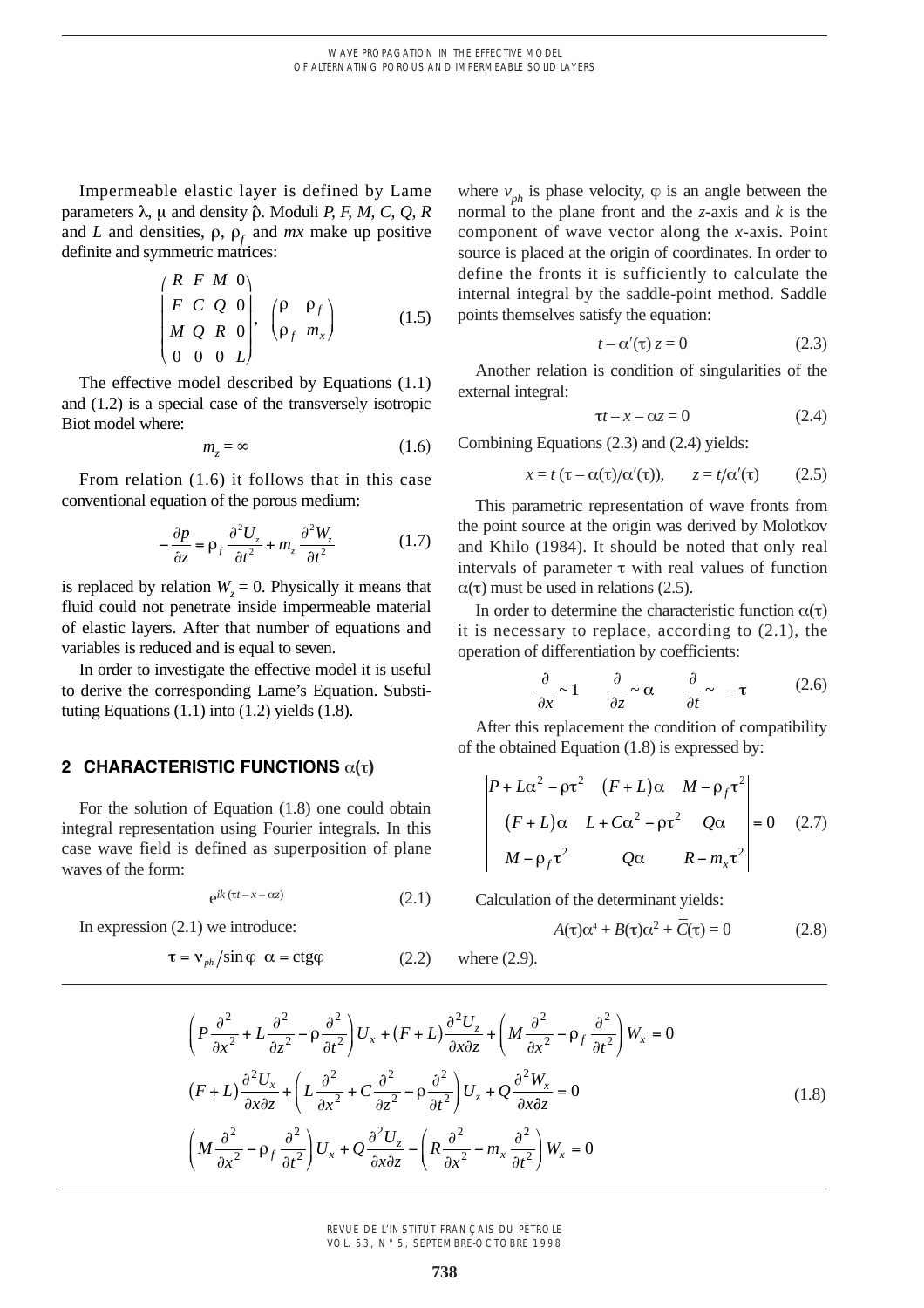Impermeable elastic layer is defined by Lame parameters $\lambda$, $\mu$ and density $\hat{\rho}$. Moduli $P, F, M, C, Q, R$ and $L$ and densities, $\rho$, $\rho_f$ and $mx$ make up positive definite and symmetric matrices:

$$\begin{pmatrix} R & F & M & 0 \\ F & C & Q & 0 \\ M & Q & R & 0 \\ 0 & 0 & 0 & L \end{pmatrix}, \quad \begin{pmatrix} \rho & \rho_f \\ \rho_f & m_x \end{pmatrix} \tag{1.5}$$

The effective model described by Equations (1.1) and (1.2) is a special case of the transversely isotropic Biot model where:

$$m_z = \infty \tag{1.6}$$

From relation (1.6) it follows that in this case conventional equation of the porous medium:

$$-\frac{\partial p}{\partial z} = \rho_f \frac{\partial^2 U_z}{\partial t^2} + m_z \frac{\partial^2 W_z}{\partial t^2} \tag{1.7}$$

is replaced by relation $W_z = 0$. Physically it means that fluid could not penetrate inside impermeable material of elastic layers. After that number of equations and variables is reduced and is equal to seven.

In order to investigate the effective model it is useful to derive the corresponding Lame's Equation. Substituting Equations (1.1) into (1.2) yields (1.8).

$$\begin{aligned}
&\left(P\frac{\partial^2}{\partial x^2} + L\frac{\partial^2}{\partial z^2} - \rho\frac{\partial^2}{\partial t^2}\right)U_x + (F+L)\frac{\partial^2 U_z}{\partial x \partial z} + \left(M\frac{\partial^2}{\partial x^2} - \rho_f\frac{\partial^2}{\partial t^2}\right)W_x = 0 \\
&(F+L)\frac{\partial^2 U_x}{\partial x \partial z} + \left(L\frac{\partial^2}{\partial x^2} + C\frac{\partial^2}{\partial z^2} - \rho\frac{\partial^2}{\partial t^2}\right)U_z + Q\frac{\partial^2 W_x}{\partial x \partial z} = 0 \\
&\left(M\frac{\partial^2}{\partial x^2} - \rho_f\frac{\partial^2}{\partial t^2}\right)U_x + Q\frac{\partial^2 U_z}{\partial x \partial z} - \left(R\frac{\partial^2}{\partial x^2} - m_x\frac{\partial^2}{\partial t^2}\right)W_x = 0
\end{aligned} \tag{1.8}$$

## 2 CHARACTERISTIC FUNCTIONS $\alpha(\tau)$

For the solution of Equation (1.8) one could obtain integral representation using Fourier integrals. In this case wave field is defined as superposition of plane waves of the form:

$$e^{ik(\tau t - x - \alpha z)} \tag{2.1}$$

In expression (2.1) we introduce:

$$\tau = v_{ph}/\sin\varphi \quad \alpha = \mathrm{ctg}\varphi \tag{2.2}$$

where $v_{ph}$ is phase velocity, $\varphi$ is an angle between the normal to the plane front and the $z$-axis and $k$ is the component of wave vector along the $x$-axis. Point source is placed at the origin of coordinates. In order to define the fronts it is sufficiently to calculate the internal integral by the saddle-point method. Saddle points themselves satisfy the equation:

$$t - \alpha'(\tau)\, z = 0 \tag{2.3}$$

Another relation is condition of singularities of the external integral:

$$\tau t - x - \alpha z = 0 \tag{2.4}$$

Combining Equations (2.3) and (2.4) yields:

$$x = t\,(\tau - \alpha(\tau)/\alpha'(\tau)), \qquad z = t/\alpha'(\tau) \tag{2.5}$$

This parametric representation of wave fronts from the point source at the origin was derived by Molotkov and Khilo (1984). It should be noted that only real intervals of parameter $\tau$ with real values of function $\alpha(\tau)$ must be used in relations (2.5).

In order to determine the characteristic function $\alpha(\tau)$ it is necessary to replace, according to (2.1), the operation of differentiation by coefficients:

$$\frac{\partial}{\partial x} \sim 1 \qquad \frac{\partial}{\partial z} \sim \alpha \qquad \frac{\partial}{\partial t} \sim -\tau \tag{2.6}$$

After this replacement the condition of compatibility of the obtained Equation (1.8) is expressed by:

$$\begin{vmatrix} P + L\alpha^2 - \rho\tau^2 & (F+L)\alpha & M - \rho_f\tau^2 \\ (F+L)\alpha & L + C\alpha^2 - \rho\tau^2 & Q\alpha \\ M - \rho_f\tau^2 & Q\alpha & R - m_x\tau^2 \end{vmatrix} = 0 \tag{2.7}$$

Calculation of the determinant yields:

$$A(\tau)\alpha^4 + B(\tau)\alpha^2 + \bar{C}(\tau) = 0 \tag{2.8}$$

where (2.9).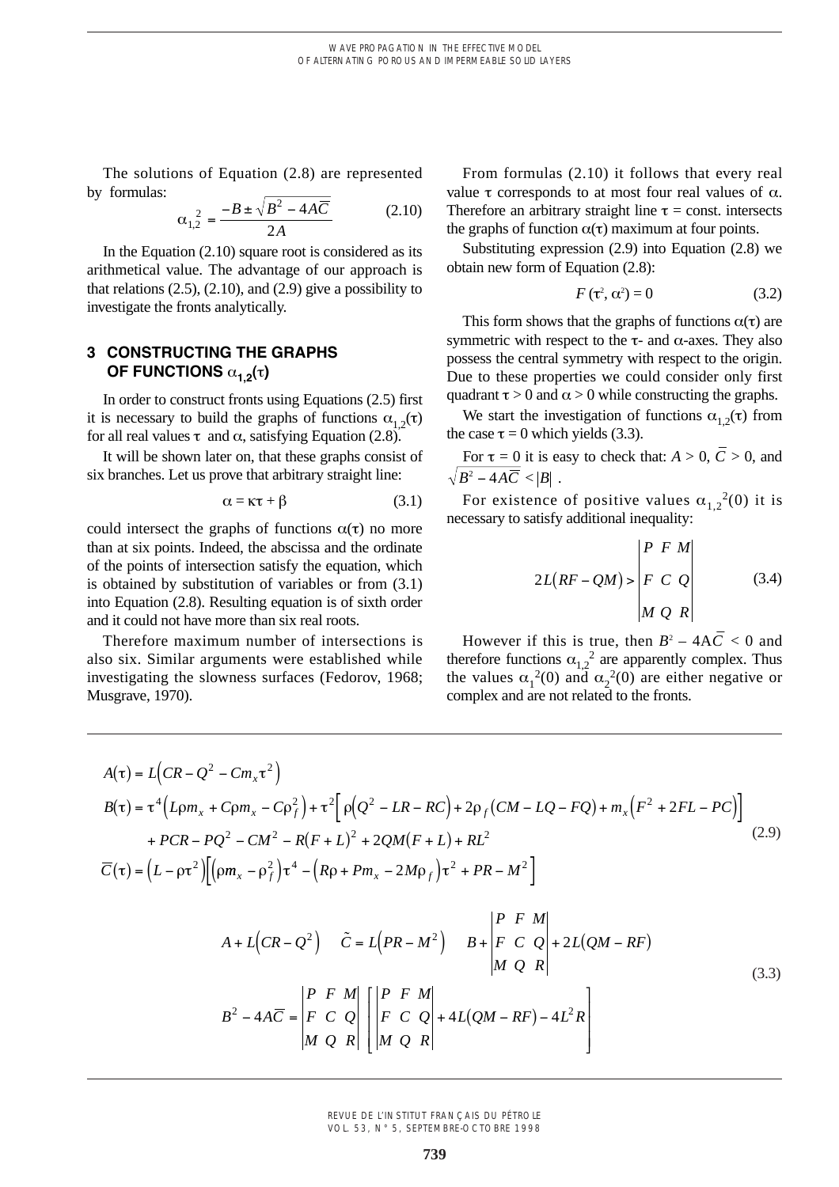The solutions of Equation (2.8) are represented by formulas:

$$\alpha_{1,2}^{\,2} = \frac{-B \pm \sqrt{B^2 - 4A\overline{C}}}{2A} \tag{2.10}$$

In the Equation (2.10) square root is considered as its arithmetical value. The advantage of our approach is that relations (2.5), (2.10), and (2.9) give a possibility to investigate the fronts analytically.

## 3 CONSTRUCTING THE GRAPHS OF FUNCTIONS $\alpha_{1,2}(\tau)$

In order to construct fronts using Equations (2.5) first it is necessary to build the graphs of functions $\alpha_{1,2}(\tau)$ for all real values $\tau$ and $\alpha$, satisfying Equation (2.8).

It will be shown later on, that these graphs consist of six branches. Let us prove that arbitrary straight line:

$$\alpha = \kappa\tau + \beta \tag{3.1}$$

could intersect the graphs of functions $\alpha(\tau)$ no more than at six points. Indeed, the abscissa and the ordinate of the points of intersection satisfy the equation, which is obtained by substitution of variables or from (3.1) into Equation (2.8). Resulting equation is of sixth order and it could not have more than six real roots.

Therefore maximum number of intersections is also six. Similar arguments were established while investigating the slowness surfaces (Fedorov, 1968; Musgrave, 1970).

From formulas (2.10) it follows that every real value $\tau$ corresponds to at most four real values of $\alpha$. Therefore an arbitrary straight line $\tau$ = const. intersects the graphs of function $\alpha(\tau)$ maximum at four points.

Substituting expression (2.9) into Equation (2.8) we obtain new form of Equation (2.8):

$$F(\tau^2, \alpha^2) = 0 \tag{3.2}$$

This form shows that the graphs of functions $\alpha(\tau)$ are symmetric with respect to the $\tau$- and $\alpha$-axes. They also possess the central symmetry with respect to the origin. Due to these properties we could consider only first quadrant $\tau > 0$ and $\alpha > 0$ while constructing the graphs.

We start the investigation of functions $\alpha_{1,2}(\tau)$ from the case $\tau = 0$ which yields (3.3).

For $\tau = 0$ it is easy to check that: $A > 0$, $\overline{C} > 0$, and $\sqrt{B^2 - 4A\overline{C}} < |B|$ .

For existence of positive values $\alpha_{1,2}^{\;2}(0)$ it is necessary to satisfy additional inequality:

$$2L\left(RF - QM\right) > \begin{vmatrix} P & F & M \\ F & C & Q \\ M & Q & R \end{vmatrix} \tag{3.4}$$

However if this is true, then $B^2 - 4A\overline{C} < 0$ and therefore functions $\alpha_{1,2}^{\;2}$ are apparently complex. Thus the values $\alpha_1^{\;2}(0)$ and $\alpha_2^{\;2}(0)$ are either negative or complex and are not related to the fronts.

$$\begin{aligned}
A(\tau) &= L\left(CR - Q^2 - Cm_x\tau^2\right) \\
B(\tau) &= \tau^4\left(L\rho m_x + C\rho m_x - C\rho_f^2\right) + \tau^2\left[\rho\left(Q^2 - LR - RC\right) + 2\rho_f\left(CM - LQ - FQ\right) + m_x\left(F^2 + 2FL - PC\right)\right] \\
&\quad + PCR - PQ^2 - CM^2 - R(F+L)^2 + 2QM(F+L) + RL^2 \\
\overline{C}(\tau) &= \left(L - \rho\tau^2\right)\left[\left(\rho m_x - \rho_f^2\right)\tau^4 - \left(R\rho + Pm_x - 2M\rho_f\right)\tau^2 + PR - M^2\right]
\end{aligned} \tag{2.9}$$

$$\begin{aligned}
&A + L\left(CR - Q^2\right) \qquad \tilde{C} = L\left(PR - M^2\right) \qquad B + \begin{vmatrix} P & F & M \\ F & C & Q \\ M & Q & R \end{vmatrix} + 2L\left(QM - RF\right) \\
&B^2 - 4A\overline{C} = \begin{vmatrix} P & F & M \\ F & C & Q \\ M & Q & R \end{vmatrix} \left[\begin{vmatrix} P & F & M \\ F & C & Q \\ M & Q & R \end{vmatrix} + 4L\left(QM - RF\right) - 4L^2R\right]
\end{aligned} \tag{3.3}$$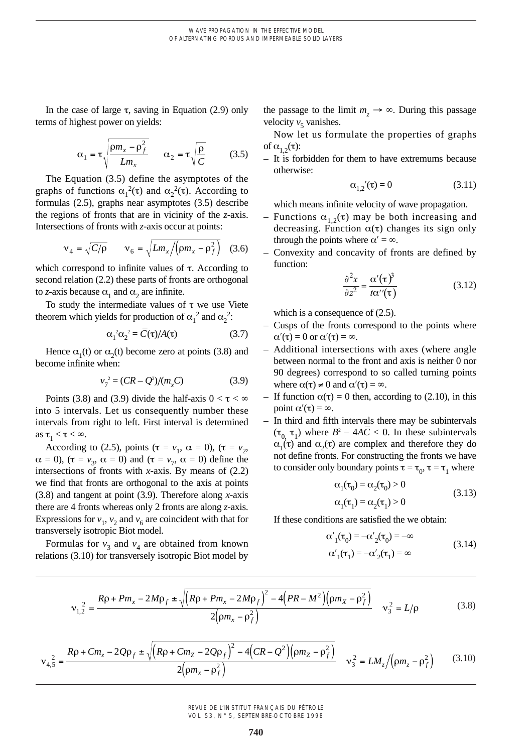In the case of large $\tau$, saving in Equation (2.9) only terms of highest power on yields:

$$\alpha_1 = \tau\sqrt{\frac{\rho m_x - \rho_f^2}{Lm_x}} \qquad \alpha_2 = \tau\sqrt{\frac{\rho}{C}} \tag{3.5}$$

The Equation (3.5) define the asymptotes of the graphs of functions $\alpha_1^2(\tau)$ and $\alpha_2^2(\tau)$. According to formulas (2.5), graphs near asymptotes (3.5) describe the regions of fronts that are in vicinity of the $z$-axis. Intersections of fronts with $z$-axis occur at points:

$$\nu_4 = \sqrt{C/\rho} \qquad \nu_6 = \sqrt{Lm_x\Big/\left(\rho m_x - \rho_f^2\right)} \tag{3.6}$$

which correspond to infinite values of $\tau$. According to second relation (2.2) these parts of fronts are orthogonal to $z$-axis because $\alpha_1$ and $\alpha_2$ are infinite.

To study the intermediate values of $\tau$ we use Viete theorem which yields for production of $\alpha_1^2$ and $\alpha_2^2$:

$$\alpha_1^2\alpha_2^2 = \bar{C}(\tau)/A(\tau) \tag{3.7}$$

Hence $\alpha_1(t)$ or $\alpha_2(t)$ become zero at points (3.8) and become infinite when:

$$v_7^2 = (CR - Q^2)/(m_x C) \tag{3.9}$$

Points (3.8) and (3.9) divide the half-axis $0 < \tau < \infty$ into 5 intervals. Let us consequently number these intervals from right to left. First interval is determined as $\tau_1 < \tau < \infty$.

According to (2.5), points ($\tau = v_1$, $\alpha = 0$), ($\tau = v_2$, $\alpha = 0$), ($\tau = v_3$, $\alpha = 0$) and ($\tau = v_7$, $\alpha = 0$) define the intersections of fronts with $x$-axis. By means of (2.2) we find that fronts are orthogonal to the axis at points (3.8) and tangent at point (3.9). Therefore along $x$-axis there are 4 fronts whereas only 2 fronts are along $z$-axis. Expressions for $v_1$, $v_2$ and $v_6$ are coincident with that for transversely isotropic Biot model.

Formulas for $v_3$ and $v_4$ are obtained from known relations (3.10) for transversely isotropic Biot model by the passage to the limit $m_z \to \infty$. During this passage velocity $v_5$ vanishes.

Now let us formulate the properties of graphs of $\alpha_{1,2}(\tau)$:

– It is forbidden for them to have extremums because otherwise:

$$\alpha_{1,2}{}'(\tau) = 0 \tag{3.11}$$

which means infinite velocity of wave propagation.

– Functions $\alpha_{1,2}(\tau)$ may be both increasing and decreasing. Function $\alpha(\tau)$ changes its sign only through the points where $\alpha' = \infty$.

– Convexity and concavity of fronts are defined by function:

$$\frac{\partial^2 x}{\partial z^2} = \frac{\alpha'(\tau)^3}{t\alpha''(\tau)} \tag{3.12}$$

which is a consequence of (2.5).

– Cusps of the fronts correspond to the points where $\alpha'(\tau) = 0$ or $\alpha'(\tau) = \infty$.

– Additional intersections with axes (where angle between normal to the front and axis is neither 0 nor 90 degrees) correspond to so called turning points where $\alpha(\tau) \neq 0$ and $\alpha'(\tau) = \infty$.

– If function $\alpha(\tau) = 0$ then, according to (2.10), in this point $\alpha'(\tau) = \infty$.

– In third and fifth intervals there may be subintervals $(\tau_0, \tau_1)$ where $B^2 - 4A\bar{C} < 0$. In these subintervals $\alpha_1(\tau)$ and $\alpha_2(\tau)$ are complex and therefore they do not define fronts. For constructing the fronts we have to consider only boundary points $\tau = \tau_0$, $\tau = \tau_1$ where

$$\begin{aligned} \alpha_1(\tau_0) = \alpha_2(\tau_0) > 0 \\ \alpha_1(\tau_1) = \alpha_2(\tau_1) > 0 \end{aligned} \tag{3.13}$$

If these conditions are satisfied the we obtain:

$$\begin{aligned} \alpha'_1(\tau_0) = -\alpha'_2(\tau_0) = -\infty \\ \alpha'_1(\tau_1) = -\alpha'_2(\tau_1) = \infty \end{aligned} \tag{3.14}$$

$$\nu_{1,2}^2 = \frac{R\rho + Pm_x - 2M\rho_f \pm \sqrt{\left(R\rho + Pm_x - 2M\rho_f\right)^2 - 4\left(PR - M^2\right)\left(\rho m_X - \rho_f^2\right)}}{2\left(\rho m_x - \rho_f^2\right)} \quad \nu_3^2 = L/\rho \tag{3.8}$$

$$\nu_{4,5}^2 = \frac{R\rho + Cm_z - 2Q\rho_f \pm \sqrt{\left(R\rho + Cm_Z - 2Q\rho_f\right)^2 - 4\left(CR - Q^2\right)\left(\rho m_Z - \rho_f^2\right)}}{2\left(\rho m_x - \rho_f^2\right)} \quad \nu_3^2 = LM_z\Big/\left(\rho m_z - \rho_f^2\right) \tag{3.10}$$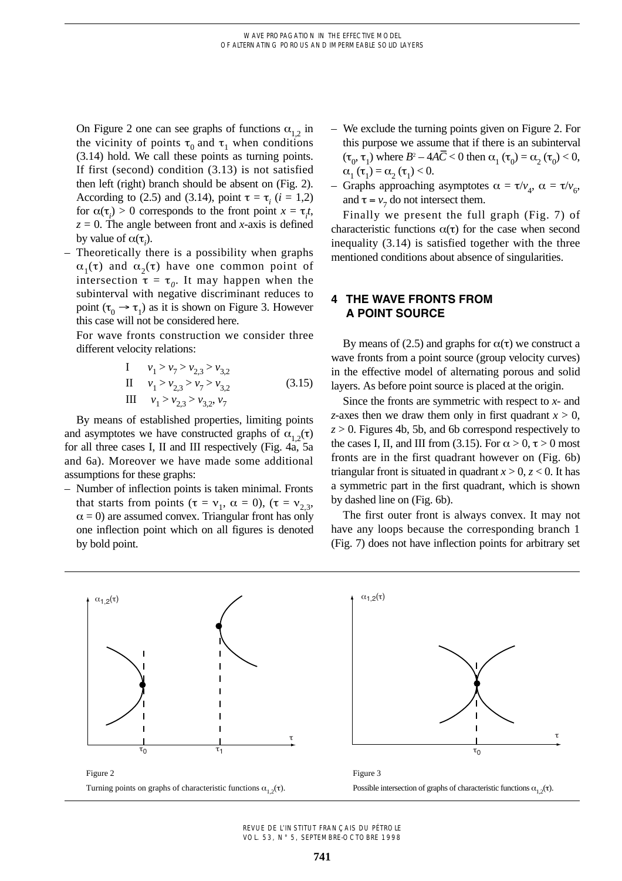On Figure 2 one can see graphs of functions $\alpha_{1,2}$ in the vicinity of points $\tau_0$ and $\tau_1$ when conditions (3.14) hold. We call these points as turning points. If first (second) condition (3.13) is not satisfied then left (right) branch should be absent on (Fig. 2). According to (2.5) and (3.14), point $\tau = \tau_i$ ($i = 1,2$) for $\alpha(\tau_i) > 0$ corresponds to the front point $x = \tau_i t$, $z = 0$. The angle between front and $x$-axis is defined by value of $\alpha(\tau_i)$.

– Theoretically there is a possibility when graphs $\alpha_1(\tau)$ and $\alpha_2(\tau)$ have one common point of intersection $\tau = \tau_0$. It may happen when the subinterval with negative discriminant reduces to point ($\tau_0 \to \tau_1$) as it is shown on Figure 3. However this case will not be considered here.

  For wave fronts construction we consider three different velocity relations:

$$
\begin{array}{ll}
\text{I} & v_1 > v_7 > v_{2,3} > v_{3,2} \\
\text{II} & v_1 > v_{2,3} > v_7 > v_{3,2} \\
\text{III} & v_1 > v_{2,3} > v_{3,2}, v_7
\end{array}
\qquad (3.15)
$$

By means of established properties, limiting points and asymptotes we have constructed graphs of $\alpha_{1,2}(\tau)$ for all three cases I, II and III respectively (Fig. 4a, 5a and 6a). Moreover we have made some additional assumptions for these graphs:

– Number of inflection points is taken minimal. Fronts that starts from points ($\tau = v_1$, $\alpha = 0$), ($\tau = v_{2,3}$, $\alpha = 0$) are assumed convex. Triangular front has only one inflection point which on all figures is denoted by bold point.
– We exclude the turning points given on Figure 2. For this purpose we assume that if there is an subinterval ($\tau_0$, $\tau_1$) where $B^2 - 4A\overline{C} < 0$ then $\alpha_1(\tau_0) = \alpha_2(\tau_0) < 0$, $\alpha_1(\tau_1) = \alpha_2(\tau_1) < 0$.
– Graphs approaching asymptotes $\alpha = \tau/v_4$, $\alpha = \tau/v_6$, and $\tau = v_7$ do not intersect them.

Finally we present the full graph (Fig. 7) of characteristic functions $\alpha(\tau)$ for the case when second inequality (3.14) is satisfied together with the three mentioned conditions about absence of singularities.

## 4 THE WAVE FRONTS FROM A POINT SOURCE

By means of (2.5) and graphs for $\alpha(\tau)$ we construct a wave fronts from a point source (group velocity curves) in the effective model of alternating porous and solid layers. As before point source is placed at the origin.

Since the fronts are symmetric with respect to $x$- and $z$-axes then we draw them only in first quadrant $x > 0$, $z > 0$. Figures 4b, 5b, and 6b correspond respectively to the cases I, II, and III from (3.15). For $\alpha > 0$, $\tau > 0$ most fronts are in the first quadrant however on (Fig. 6b) triangular front is situated in quadrant $x > 0$, $z < 0$. It has a symmetric part in the first quadrant, which is shown by dashed line on (Fig. 6b).

The first outer front is always convex. It may not have any loops because the corresponding branch 1 (Fig. 7) does not have inflection points for arbitrary set

Figure 2

Turning points on graphs of characteristic functions $\alpha_{1,2}(\tau)$.

Figure 3

Possible intersection of graphs of characteristic functions $\alpha_{1,2}(\tau)$.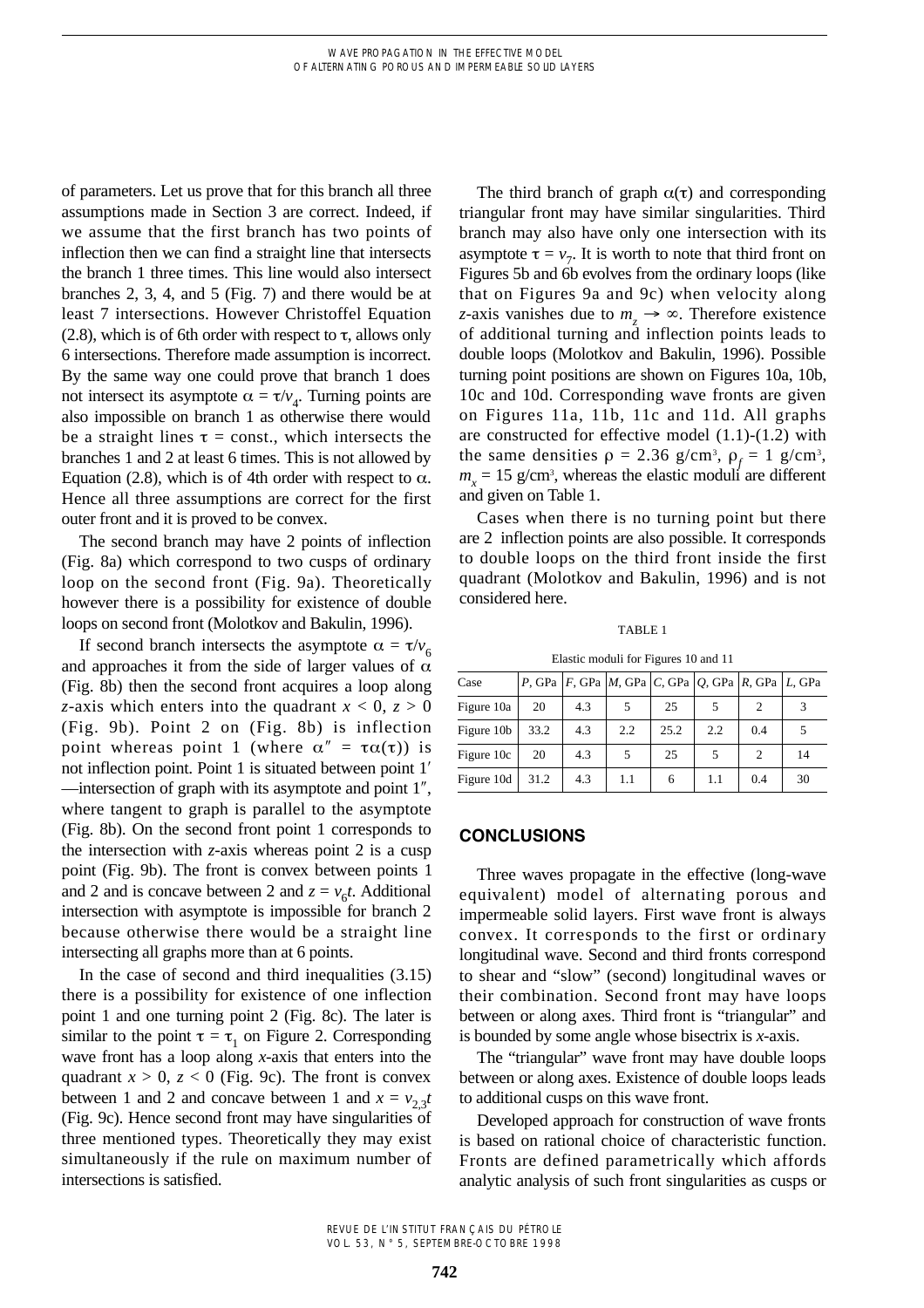of parameters. Let us prove that for this branch all three assumptions made in Section 3 are correct. Indeed, if we assume that the first branch has two points of inflection then we can find a straight line that intersects the branch 1 three times. This line would also intersect branches 2, 3, 4, and 5 (Fig. 7) and there would be at least 7 intersections. However Christoffel Equation (2.8), which is of 6th order with respect to $\tau$, allows only 6 intersections. Therefore made assumption is incorrect. By the same way one could prove that branch 1 does not intersect its asymptote $\alpha = \tau/v_4$. Turning points are also impossible on branch 1 as otherwise there would be a straight lines $\tau$ = const., which intersects the branches 1 and 2 at least 6 times. This is not allowed by Equation (2.8), which is of 4th order with respect to $\alpha$. Hence all three assumptions are correct for the first outer front and it is proved to be convex.

The second branch may have 2 points of inflection (Fig. 8a) which correspond to two cusps of ordinary loop on the second front (Fig. 9a). Theoretically however there is a possibility for existence of double loops on second front (Molotkov and Bakulin, 1996).

If second branch intersects the asymptote $\alpha = \tau/v_6$ and approaches it from the side of larger values of $\alpha$ (Fig. 8b) then the second front acquires a loop along $z$-axis which enters into the quadrant $x < 0$, $z > 0$ (Fig. 9b). Point 2 on (Fig. 8b) is inflection point whereas point 1 (where $\alpha'' = \tau\alpha(\tau)$) is not inflection point. Point 1 is situated between point 1′—intersection of graph with its asymptote and point 1″, where tangent to graph is parallel to the asymptote (Fig. 8b). On the second front point 1 corresponds to the intersection with $z$-axis whereas point 2 is a cusp point (Fig. 9b). The front is convex between points 1 and 2 and is concave between 2 and $z = v_6 t$. Additional intersection with asymptote is impossible for branch 2 because otherwise there would be a straight line intersecting all graphs more than at 6 points.

In the case of second and third inequalities (3.15) there is a possibility for existence of one inflection point 1 and one turning point 2 (Fig. 8c). The later is similar to the point $\tau = \tau_1$ on Figure 2. Corresponding wave front has a loop along $x$-axis that enters into the quadrant $x > 0$, $z < 0$ (Fig. 9c). The front is convex between 1 and 2 and concave between 1 and $x = v_{2,3}t$ (Fig. 9c). Hence second front may have singularities of three mentioned types. Theoretically they may exist simultaneously if the rule on maximum number of intersections is satisfied.

The third branch of graph $\alpha(\tau)$ and corresponding triangular front may have similar singularities. Third branch may also have only one intersection with its asymptote $\tau = v_7$. It is worth to note that third front on Figures 5b and 6b evolves from the ordinary loops (like that on Figures 9a and 9c) when velocity along $z$-axis vanishes due to $m_z \to \infty$. Therefore existence of additional turning and inflection points leads to double loops (Molotkov and Bakulin, 1996). Possible turning point positions are shown on Figures 10a, 10b, 10c and 10d. Corresponding wave fronts are given on Figures 11a, 11b, 11c and 11d. All graphs are constructed for effective model (1.1)-(1.2) with the same densities $\rho$ = 2.36 g/cm$^3$, $\rho_f$ = 1 g/cm$^3$, $m_x$ = 15 g/cm$^3$, whereas the elastic moduli are different and given on Table 1.

Cases when there is no turning point but there are 2 inflection points are also possible. It corresponds to double loops on the third front inside the first quadrant (Molotkov and Bakulin, 1996) and is not considered here.

TABLE 1

Elastic moduli for Figures 10 and 11

| Case | $P$, GPa | $F$, GPa | $M$, GPa | $C$, GPa | $Q$, GPa | $R$, GPa | $L$, GPa |
|---|---|---|---|---|---|---|---|
| Figure 10a | 20 | 4.3 | 5 | 25 | 5 | 2 | 3 |
| Figure 10b | 33.2 | 4.3 | 2.2 | 25.2 | 2.2 | 0.4 | 5 |
| Figure 10c | 20 | 4.3 | 5 | 25 | 5 | 2 | 14 |
| Figure 10d | 31.2 | 4.3 | 1.1 | 6 | 1.1 | 0.4 | 30 |

## CONCLUSIONS

Three waves propagate in the effective (long-wave equivalent) model of alternating porous and impermeable solid layers. First wave front is always convex. It corresponds to the first or ordinary longitudinal wave. Second and third fronts correspond to shear and "slow" (second) longitudinal waves or their combination. Second front may have loops between or along axes. Third front is "triangular" and is bounded by some angle whose bisectrix is $x$-axis.

The "triangular" wave front may have double loops between or along axes. Existence of double loops leads to additional cusps on this wave front.

Developed approach for construction of wave fronts is based on rational choice of characteristic function. Fronts are defined parametrically which affords analytic analysis of such front singularities as cusps or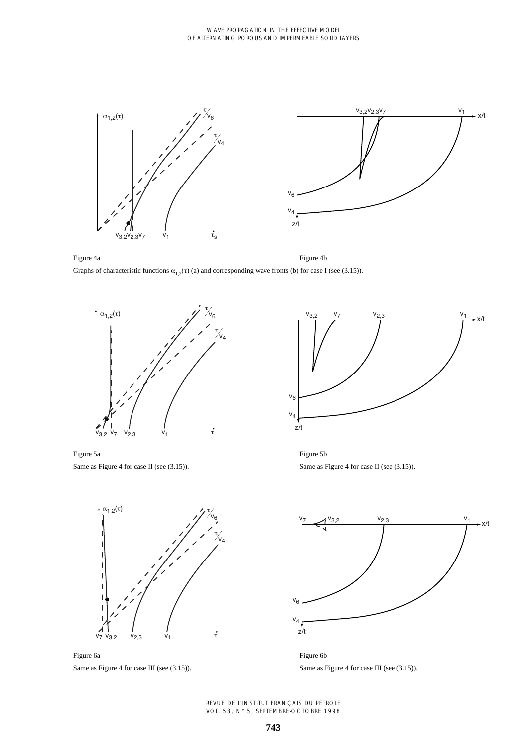Figure 4a

Figure 4b

Graphs of characteristic functions $\alpha_{1,2}(\tau)$ (a) and corresponding wave fronts (b) for case I (see (3.15)).

Figure 5a

Same as Figure 4 for case II (see (3.15)).

Figure 5b

Same as Figure 4 for case II (see (3.15)).

Figure 6a

Same as Figure 4 for case III (see (3.15)).

Figure 6b

Same as Figure 4 for case III (see (3.15)).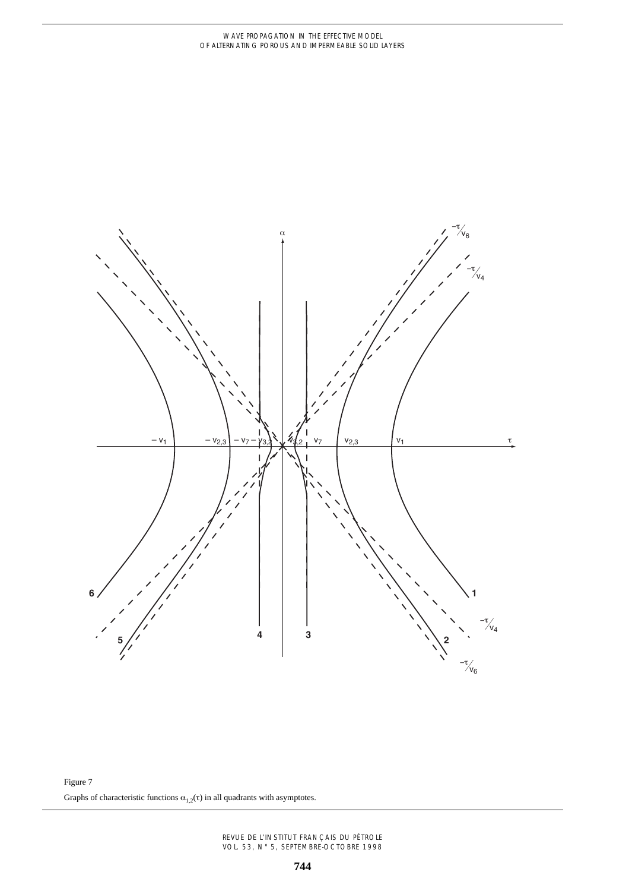Figure 7

Graphs of characteristic functions $\alpha_{1,2}(\tau)$ in all quadrants with asymptotes.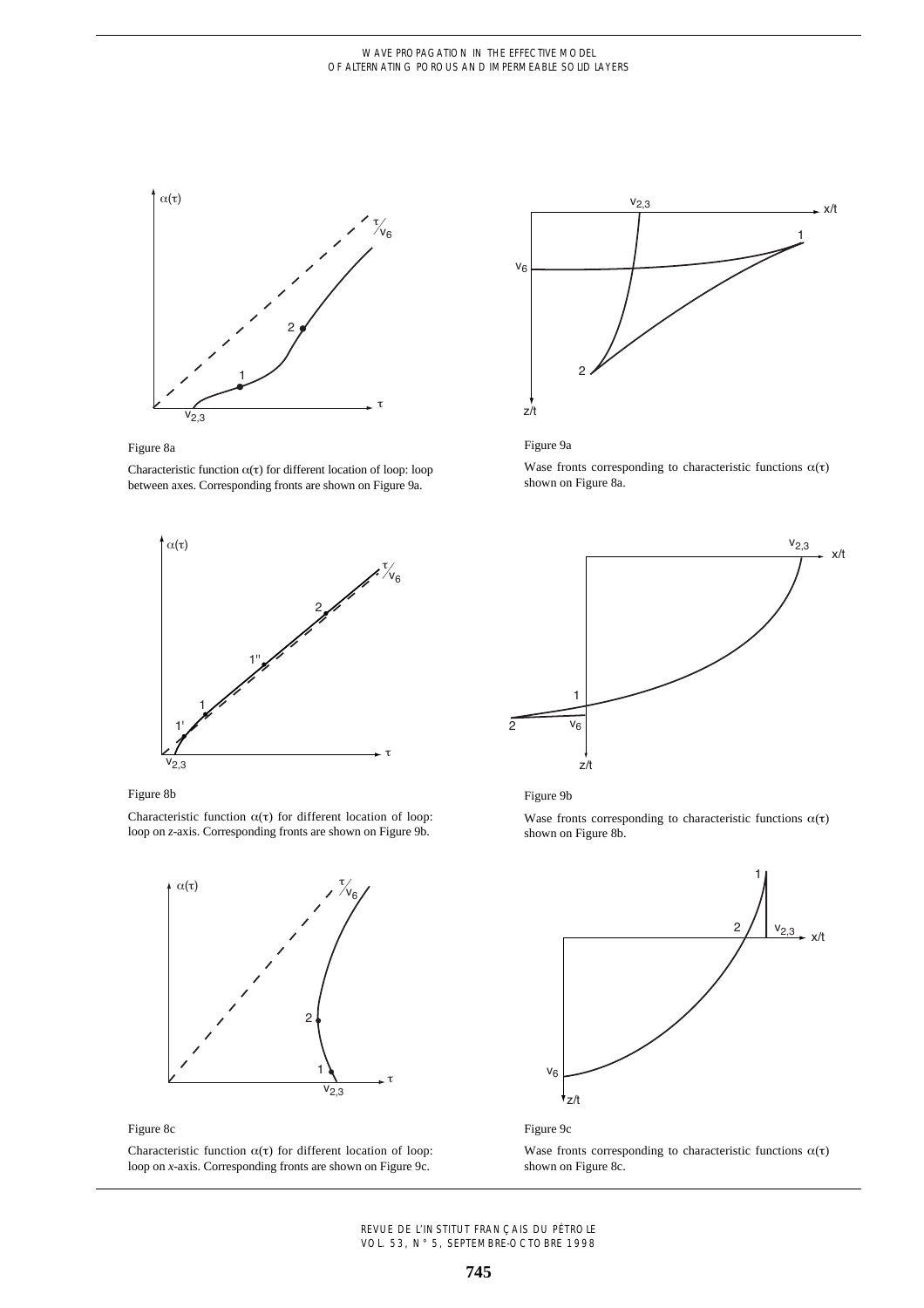Figure 8a

Characteristic function $\alpha(\tau)$ for different location of loop: loop between axes. Corresponding fronts are shown on Figure 9a.

Figure 9a

Wase fronts corresponding to characteristic functions $\alpha(\tau)$ shown on Figure 8a.

Figure 8b

Characteristic function $\alpha(\tau)$ for different location of loop: loop on *z*-axis. Corresponding fronts are shown on Figure 9b.

Figure 9b

Wase fronts corresponding to characteristic functions $\alpha(\tau)$ shown on Figure 8b.

Figure 8c

Characteristic function $\alpha(\tau)$ for different location of loop: loop on *x*-axis. Corresponding fronts are shown on Figure 9c.

Figure 9c

Wase fronts corresponding to characteristic functions $\alpha(\tau)$ shown on Figure 8c.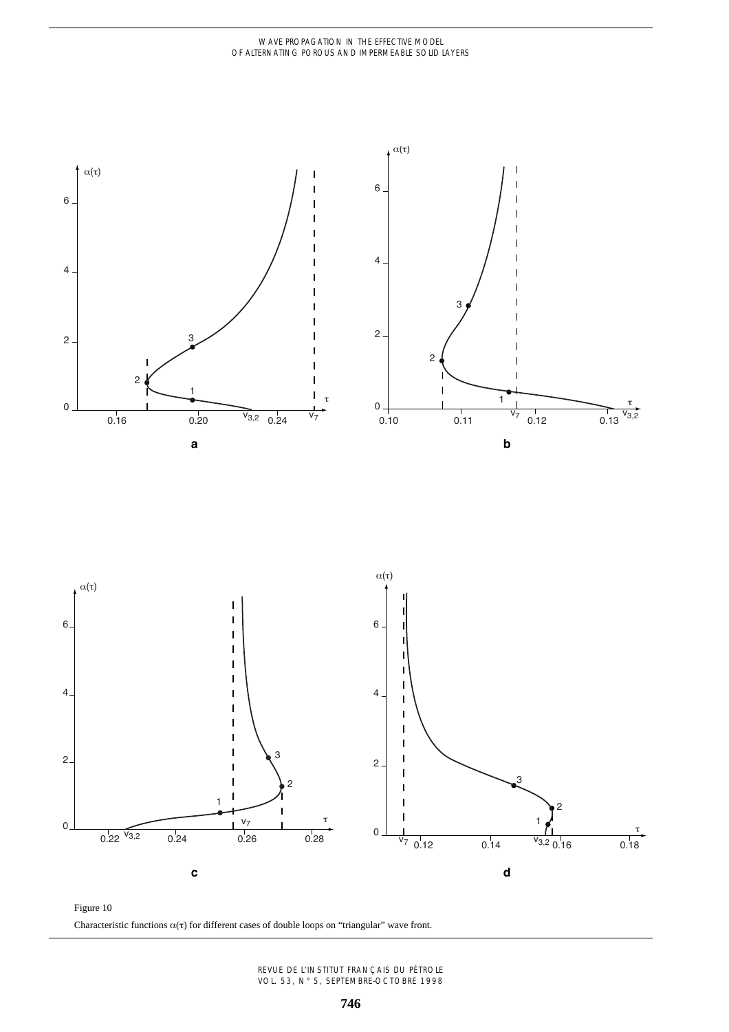Figure 10

Characteristic functions $\alpha(\tau)$ for different cases of double loops on "triangular" wave front.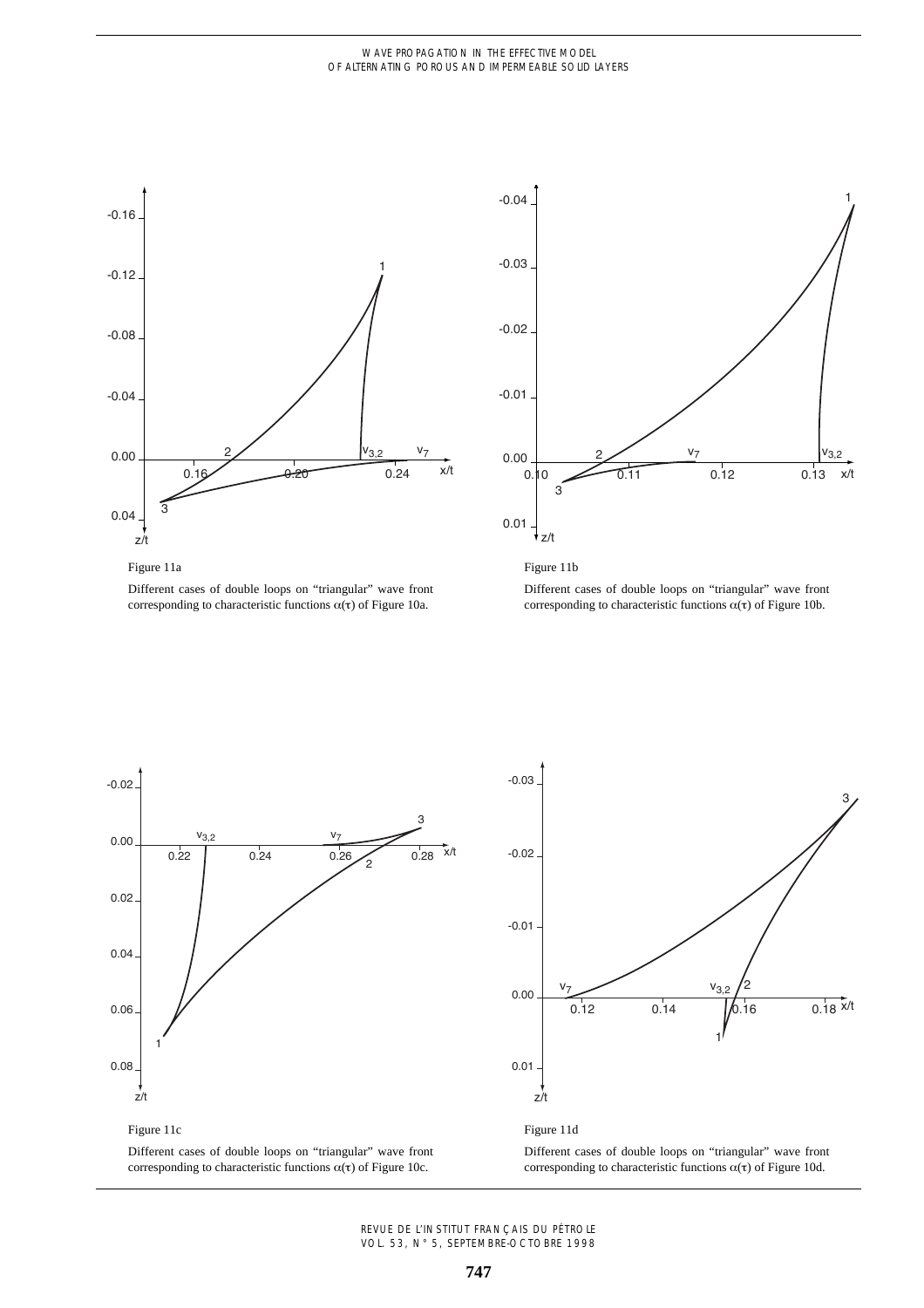Figure 11a

Different cases of double loops on "triangular" wave front corresponding to characteristic functions $\alpha(\tau)$ of Figure 10a.

Figure 11b

Different cases of double loops on "triangular" wave front corresponding to characteristic functions $\alpha(\tau)$ of Figure 10b.

Figure 11c

Different cases of double loops on "triangular" wave front corresponding to characteristic functions $\alpha(\tau)$ of Figure 10c.

Figure 11d

Different cases of double loops on "triangular" wave front corresponding to characteristic functions $\alpha(\tau)$ of Figure 10d.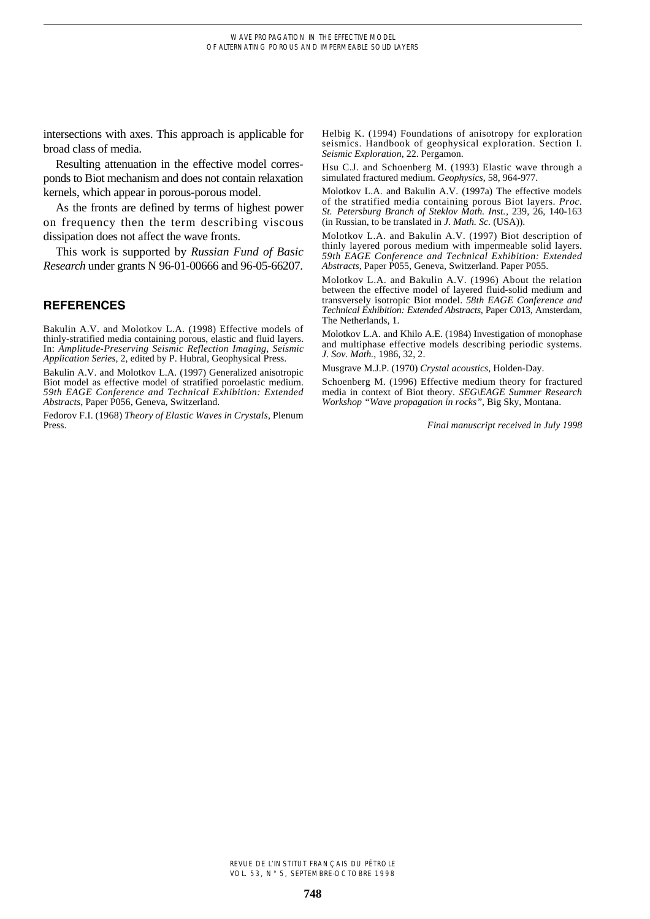intersections with axes. This approach is applicable for broad class of media.

Resulting attenuation in the effective model corresponds to Biot mechanism and does not contain relaxation kernels, which appear in porous-porous model.

As the fronts are defined by terms of highest power on frequency then the term describing viscous dissipation does not affect the wave fronts.

This work is supported by *Russian Fund of Basic Research* under grants N 96-01-00666 and 96-05-66207.

## REFERENCES

Bakulin A.V. and Molotkov L.A. (1998) Effective models of thinly-stratified media containing porous, elastic and fluid layers. In: *Amplitude-Preserving Seismic Reflection Imaging, Seismic Application Series*, 2, edited by P. Hubral, Geophysical Press.

Bakulin A.V. and Molotkov L.A. (1997) Generalized anisotropic Biot model as effective model of stratified poroelastic medium. *59th EAGE Conference and Technical Exhibition: Extended Abstracts*, Paper P056, Geneva, Switzerland.

Fedorov F.I. (1968) *Theory of Elastic Waves in Crystals*, Plenum Press.

Helbig K. (1994) Foundations of anisotropy for exploration seismics. Handbook of geophysical exploration. Section I. *Seismic Exploration*, 22. Pergamon.

Hsu C.J. and Schoenberg M. (1993) Elastic wave through a simulated fractured medium. *Geophysics*, 58, 964-977.

Molotkov L.A. and Bakulin A.V. (1997a) The effective models of the stratified media containing porous Biot layers. *Proc. St. Petersburg Branch of Steklov Math. Inst.*, 239, 26, 140-163 (in Russian, to be translated in *J. Math. Sc.* (USA)).

Molotkov L.A. and Bakulin A.V. (1997) Biot description of thinly layered porous medium with impermeable solid layers. *59th EAGE Conference and Technical Exhibition: Extended Abstracts*, Paper P055, Geneva, Switzerland. Paper P055.

Molotkov L.A. and Bakulin A.V. (1996) About the relation between the effective model of layered fluid-solid medium and transversely isotropic Biot model. *58th EAGE Conference and Technical Exhibition: Extended Abstracts*, Paper C013, Amsterdam, The Netherlands, 1.

Molotkov L.A. and Khilo A.E. (1984) Investigation of monophase and multiphase effective models describing periodic systems. *J. Sov. Math.*, 1986, 32, 2.

Musgrave M.J.P. (1970) *Crystal acoustics*, Holden-Day.

Schoenberg M. (1996) Effective medium theory for fractured media in context of Biot theory. *SEG\EAGE Summer Research Workshop "Wave propagation in rocks"*, Big Sky, Montana.

*Final manuscript received in July 1998*